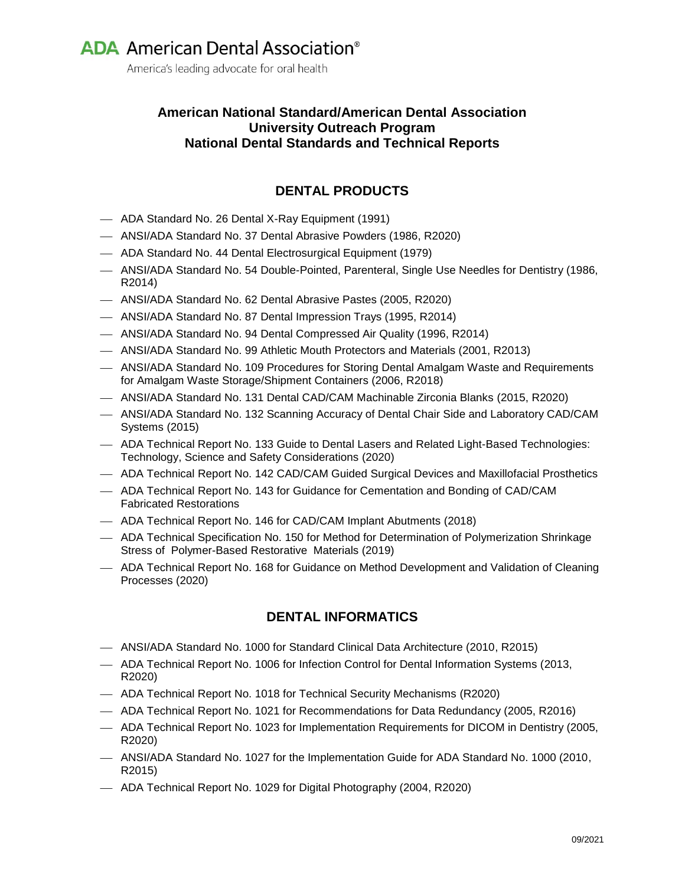**ADA American Dental Association®**

America's leading advocate for oral health

# American National Standard/American Dental Association University Outreach Program National Dental Standards and Technical Reports

## DENTAL PRODUCTS

- ADA Standard No. 26 Dental X-Ray Equipment (1991)
- ANSI/ADA Standard No. 37 Dental Abrasive Powders (1986, R2020)
- ADA Standard No. 44 Dental Electrosurgical Equipment (1979)
- ANSI/ADA Standard No. 54 Double-Pointed, Parenteral, Single Use Needles for Dentistry (1986, R2014)
- ANSI/ADA Standard No. 62 Dental Abrasive Pastes (2005, R2020)
- ANSI/ADA Standard No. 87 Dental Impression Trays (1995, R2014)
- ANSI/ADA Standard No. 94 Dental Compressed Air Quality (1996, R2014)
- ANSI/ADA Standard No. 99 Athletic Mouth Protectors and Materials (2001, R2013)
- ANSI/ADA Standard No. 109 Procedures for Storing Dental Amalgam Waste and Requirements for Amalgam Waste Storage/Shipment Containers (2006, R2018)
- ANSI/ADA Standard No. 131 Dental CAD/CAM Machinable Zirconia Blanks (2015, R2020)
- ANSI/ADA Standard No. 132 Scanning Accuracy of Dental Chair Side and Laboratory CAD/CAM Systems (2015)
- ADA Technical Report No. 133 Guide to Dental Lasers and Related Light-Based Technologies: Technology, Science and Safety Considerations (2020)
- ADA Technical Report No. 142 CAD/CAM Guided Surgical Devices and Maxillofacial Prosthetics
- ADA Technical Report No. 143 for Guidance for Cementation and Bonding of CAD/CAM Fabricated Restorations
- ADA Technical Report No. 146 for CAD/CAM Implant Abutments (2018)
- ADA Technical Specification No. 150 for Method for Determination of Polymerization Shrinkage Stress of Polymer-Based Restorative Materials (2019)
- ADA Technical Report No. 168 for Guidance on Method Development and Validation of Cleaning Processes (2020)

## DENTAL INFORMATICS

- ANSI/ADA Standard No. 1000 for Standard Clinical Data Architecture (2010, R2015)
- ADA Technical Report No. 1006 for Infection Control for Dental Information Systems (2013, R2020)
- ADA Technical Report No. 1018 for Technical Security Mechanisms (R2020)
- ADA Technical Report No. 1021 for Recommendations for Data Redundancy (2005, R2016)
- ADA Technical Report No. 1023 for Implementation Requirements for DICOM in Dentistry (2005, R2020)
- ANSI/ADA Standard No. 1027 for the Implementation Guide for ADA Standard No. 1000 (2010, R2015)
- ADA Technical Report No. 1029 for Digital Photography (2004, R2020)

09/2021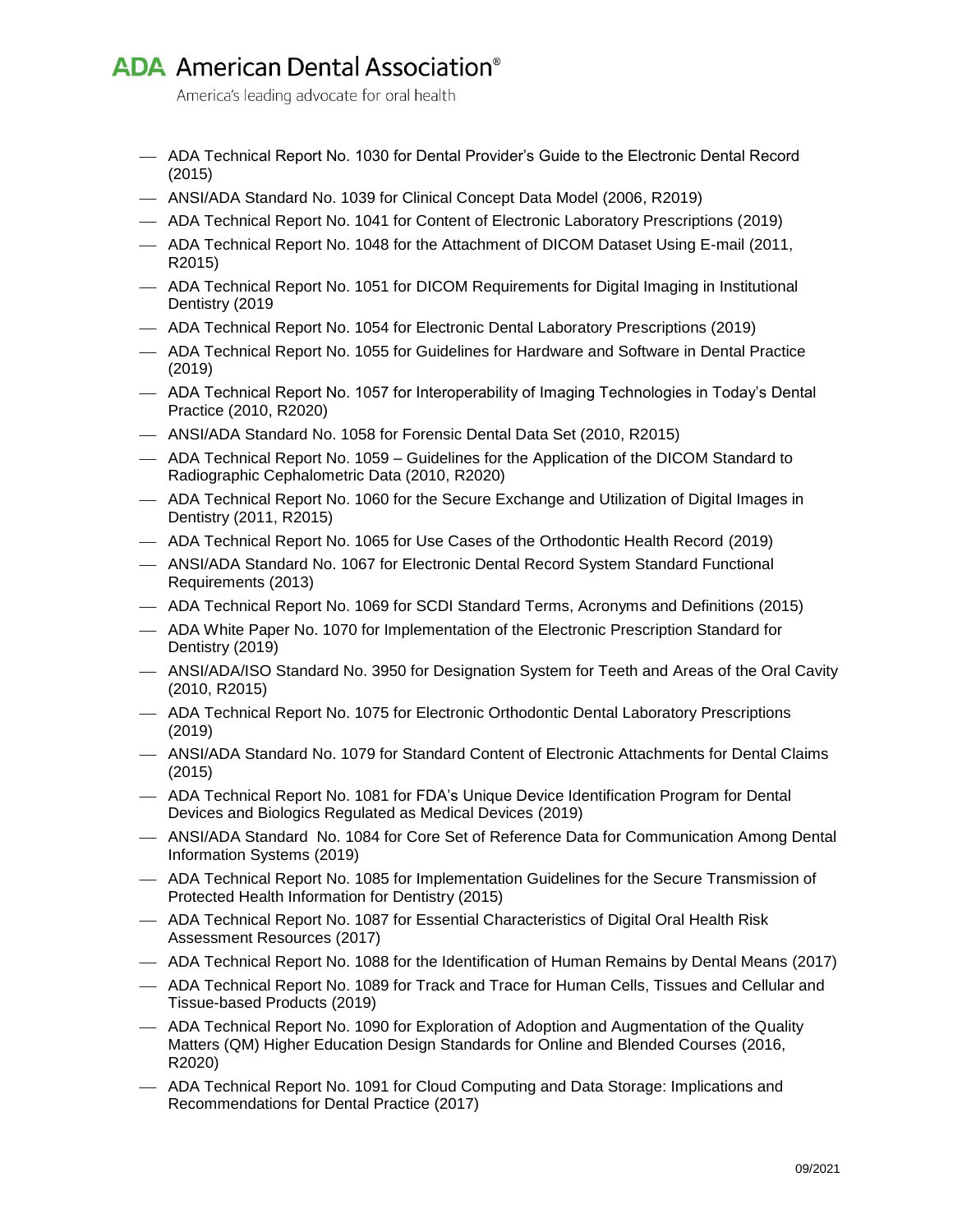- ADA Technical Report No. 1030 for Dental Provider's Guide to the Electronic Dental Record (2015)
- ANSI/ADA Standard No. 1039 for Clinical Concept Data Model (2006, R2019)
- ADA Technical Report No. 1041 for Content of Electronic Laboratory Prescriptions (2019)
- ADA Technical Report No. 1048 for the Attachment of DICOM Dataset Using E-mail (2011, R2015)
- ADA Technical Report No. 1051 for DICOM Requirements for Digital Imaging in Institutional Dentistry (2019
- ADA Technical Report No. 1054 for Electronic Dental Laboratory Prescriptions (2019)
- ADA Technical Report No. 1055 for Guidelines for Hardware and Software in Dental Practice (2019)
- ADA Technical Report No. 1057 for Interoperability of Imaging Technologies in Today's Dental Practice (2010, R2020)
- ANSI/ADA Standard No. 1058 for Forensic Dental Data Set (2010, R2015)
- ADA Technical Report No. 1059 – Guidelines for the Application of the DICOM Standard to Radiographic Cephalometric Data (2010, R2020)
- ADA Technical Report No. 1060 for the Secure Exchange and Utilization of Digital Images in Dentistry (2011, R2015)
- ADA Technical Report No. 1065 for Use Cases of the Orthodontic Health Record (2019)
- ANSI/ADA Standard No. 1067 for Electronic Dental Record System Standard Functional Requirements (2013)
- ADA Technical Report No. 1069 for SCDI Standard Terms, Acronyms and Definitions (2015)
- ADA White Paper No. 1070 for Implementation of the Electronic Prescription Standard for Dentistry (2019)
- ANSI/ADA/ISO Standard No. 3950 for Designation System for Teeth and Areas of the Oral Cavity (2010, R2015)
- ADA Technical Report No. 1075 for Electronic Orthodontic Dental Laboratory Prescriptions (2019)
- ANSI/ADA Standard No. 1079 for Standard Content of Electronic Attachments for Dental Claims (2015)
- ADA Technical Report No. 1081 for FDA's Unique Device Identification Program for Dental Devices and Biologics Regulated as Medical Devices (2019)
- ANSI/ADA Standard No. 1084 for Core Set of Reference Data for Communication Among Dental Information Systems (2019)
- ADA Technical Report No. 1085 for Implementation Guidelines for the Secure Transmission of Protected Health Information for Dentistry (2015)
- ADA Technical Report No. 1087 for Essential Characteristics of Digital Oral Health Risk Assessment Resources (2017)
- ADA Technical Report No. 1088 for the Identification of Human Remains by Dental Means (2017)
- ADA Technical Report No. 1089 for Track and Trace for Human Cells, Tissues and Cellular and Tissue-based Products (2019)
- ADA Technical Report No. 1090 for Exploration of Adoption and Augmentation of the Quality Matters (QM) Higher Education Design Standards for Online and Blended Courses (2016, R2020)
- ADA Technical Report No. 1091 for Cloud Computing and Data Storage: Implications and Recommendations for Dental Practice (2017)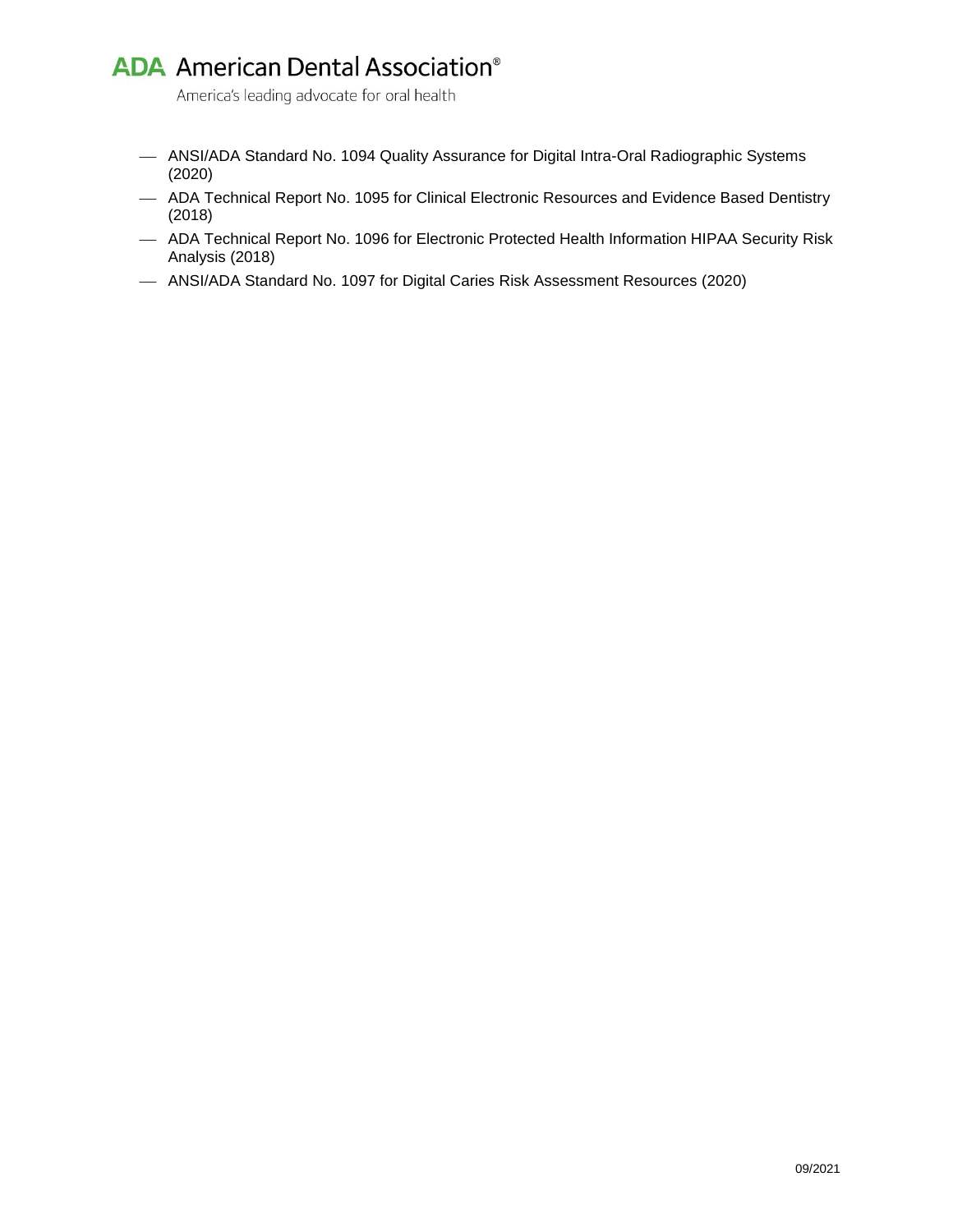- ANSI/ADA Standard No. 1094 Quality Assurance for Digital Intra-Oral Radiographic Systems (2020)
- ADA Technical Report No. 1095 for Clinical Electronic Resources and Evidence Based Dentistry (2018)
- ADA Technical Report No. 1096 for Electronic Protected Health Information HIPAA Security Risk Analysis (2018)
- ANSI/ADA Standard No. 1097 for Digital Caries Risk Assessment Resources (2020)